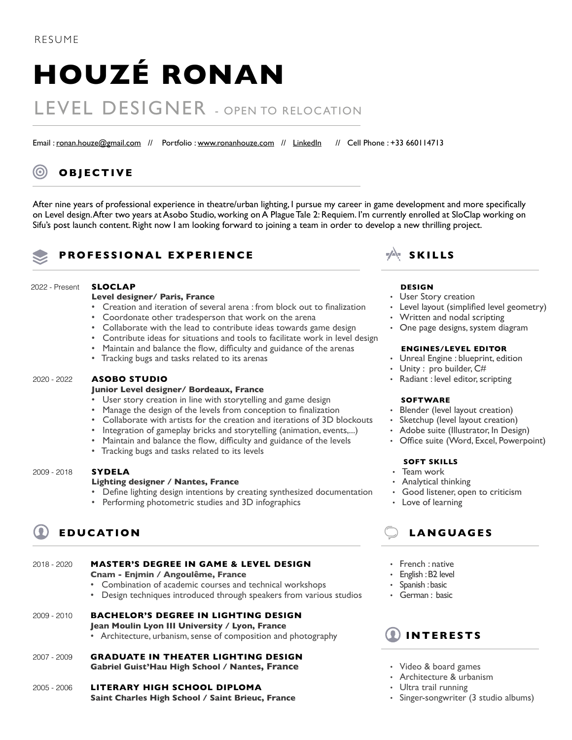RESUME

# HOUZÉ RONAN

## LEVEL DESIGNER - OPEN TO RELOCATION

Email : ronan.houze@gmail.com // Portfolio : www.ronanhouze.com // LinkedIn // Cell Phone : +33 660114713

## OBJECTIVE

After nine years of professional experience in theatre/urban lighting, I pursue my career in game development and more specifically on Level design. After two years at Asobo Studio, working on A Plague Tale 2: Requiem. I'm currently enrolled at SloClap working on Sifu's post launch content. Right now I am looking forward to joining a team in order to develop a new thrilling project.

## PROFESSIONAL EXPERIENCE

2022 - Present **SLOCLAP**
**Level designer/ Paris, France**

- Creation and iteration of several arena : from block out to finalization
- Coordonate other tradesperson that work on the arena
- Collaborate with the lead to contribute ideas towards game design
- Contribute ideas for situations and tools to facilitate work in level design
- Maintain and balance the flow, difficulty and guidance of the arenas
- Tracking bugs and tasks related to its arenas

2020 - 2022 **ASOBO STUDIO**
**Junior Level designer/ Bordeaux, France**

- User story creation in line with storytelling and game design
- Manage the design of the levels from conception to finalization
- Collaborate with artists for the creation and iterations of 3D blockouts
- Integration of gameplay bricks and storytelling (animation, events,...)
- Maintain and balance the flow, difficulty and guidance of the levels
- Tracking bugs and tasks related to its levels

2009 - 2018 **SYDELA**
**Lighting designer / Nantes, France**

- Define lighting design intentions by creating synthesized documentation
- Performing photometric studies and 3D infographics

## EDUCATION

2018 - 2020 **MASTER'S DEGREE IN GAME & LEVEL DESIGN**
**Cnam - Enjmin / Angoulême, France**

- Combination of academic courses and technical workshops
- Design techniques introduced through speakers from various studios

2009 - 2010 **BACHELOR'S DEGREE IN LIGHTING DESIGN**
**Jean Moulin Lyon III University / Lyon, France**

- Architecture, urbanism, sense of composition and photography

2007 - 2009 **GRADUATE IN THEATER LIGHTING DESIGN**
**Gabriel Guist'Hau High School / Nantes, France**

2005 - 2006 **LITERARY HIGH SCHOOL DIPLOMA**
**Saint Charles High School / Saint Brieuc, France**

## SKILLS

**DESIGN**

- User Story creation
- Level layout (simplified level geometry)
- Written and nodal scripting
- One page designs, system diagram

**ENGINES/LEVEL EDITOR**

- Unreal Engine : blueprint, edition
- Unity : pro builder, C#
- Radiant : level editor, scripting

**SOFTWARE**

- Blender (level layout creation)
- Sketchup (level layout creation)
- Adobe suite (Illustrator, In Design)
- Office suite (Word, Excel, Powerpoint)

**SOFT SKILLS**

- Team work
- Analytical thinking
- Good listener, open to criticism
- Love of learning

## LANGUAGES

- French : native
- English : B2 level
- Spanish : basic
- German : basic

## INTERESTS

- Video & board games
- Architecture & urbanism
- Ultra trail running
- Singer-songwriter (3 studio albums)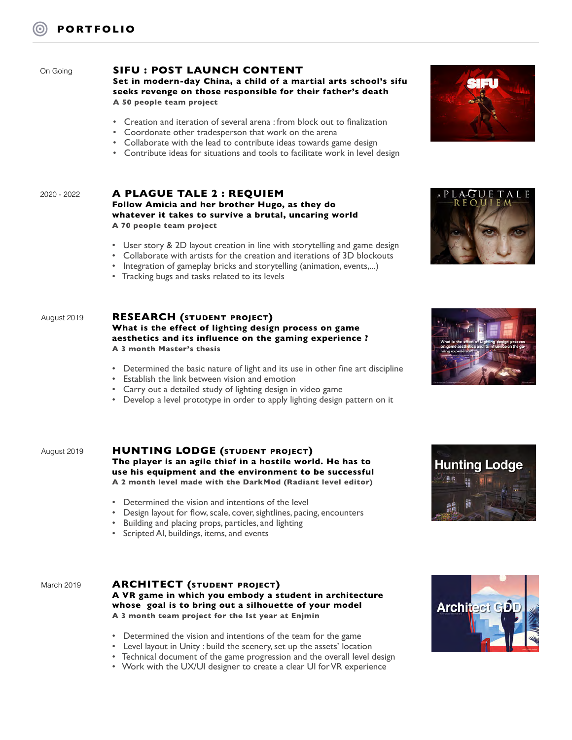# PORTFOLIO

On Going

## SIFU : POST LAUNCH CONTENT

**Set in modern-day China, a child of a martial arts school's sifu seeks revenge on those responsible for their father's death**

**A 50 people team project**

- Creation and iteration of several arena : from block out to finalization
- Coordonate other tradesperson that work on the arena
- Collaborate with the lead to contribute ideas towards game design
- Contribute ideas for situations and tools to facilitate work in level design

2020 - 2022

## A PLAGUE TALE 2 : REQUIEM

**Follow Amicia and her brother Hugo, as they do whatever it takes to survive a brutal, uncaring world**

**A 70 people team project**

- User story & 2D layout creation in line with storytelling and game design
- Collaborate with artists for the creation and iterations of 3D blockouts
- Integration of gameplay bricks and storytelling (animation, events,...)
- Tracking bugs and tasks related to its levels

August 2019

## RESEARCH (STUDENT PROJECT)

**What is the effect of lighting design process on game aesthetics and its influence on the gaming experience ?**

**A 3 month Master's thesis**

- Determined the basic nature of light and its use in other fine art discipline
- Establish the link between vision and emotion
- Carry out a detailed study of lighting design in video game
- Develop a level prototype in order to apply lighting design pattern on it

August 2019

## HUNTING LODGE (STUDENT PROJECT)

**The player is an agile thief in a hostile world. He has to use his equipment and the environment to be successful**

**A 2 month level made with the DarkMod (Radiant level editor)**

- Determined the vision and intentions of the level
- Design layout for flow, scale, cover, sightlines, pacing, encounters
- Building and placing props, particles, and lighting
- Scripted AI, buildings, items, and events

March 2019

## ARCHITECT (STUDENT PROJECT)

**A VR game in which you embody a student in architecture whose goal is to bring out a silhouette of your model**

**A 3 month team project for the Ist year at Enjmin**

- Determined the vision and intentions of the team for the game
- Level layout in Unity : build the scenery, set up the assets' location
- Technical document of the game progression and the overall level design
- Work with the UX/UI designer to create a clear UI for VR experience